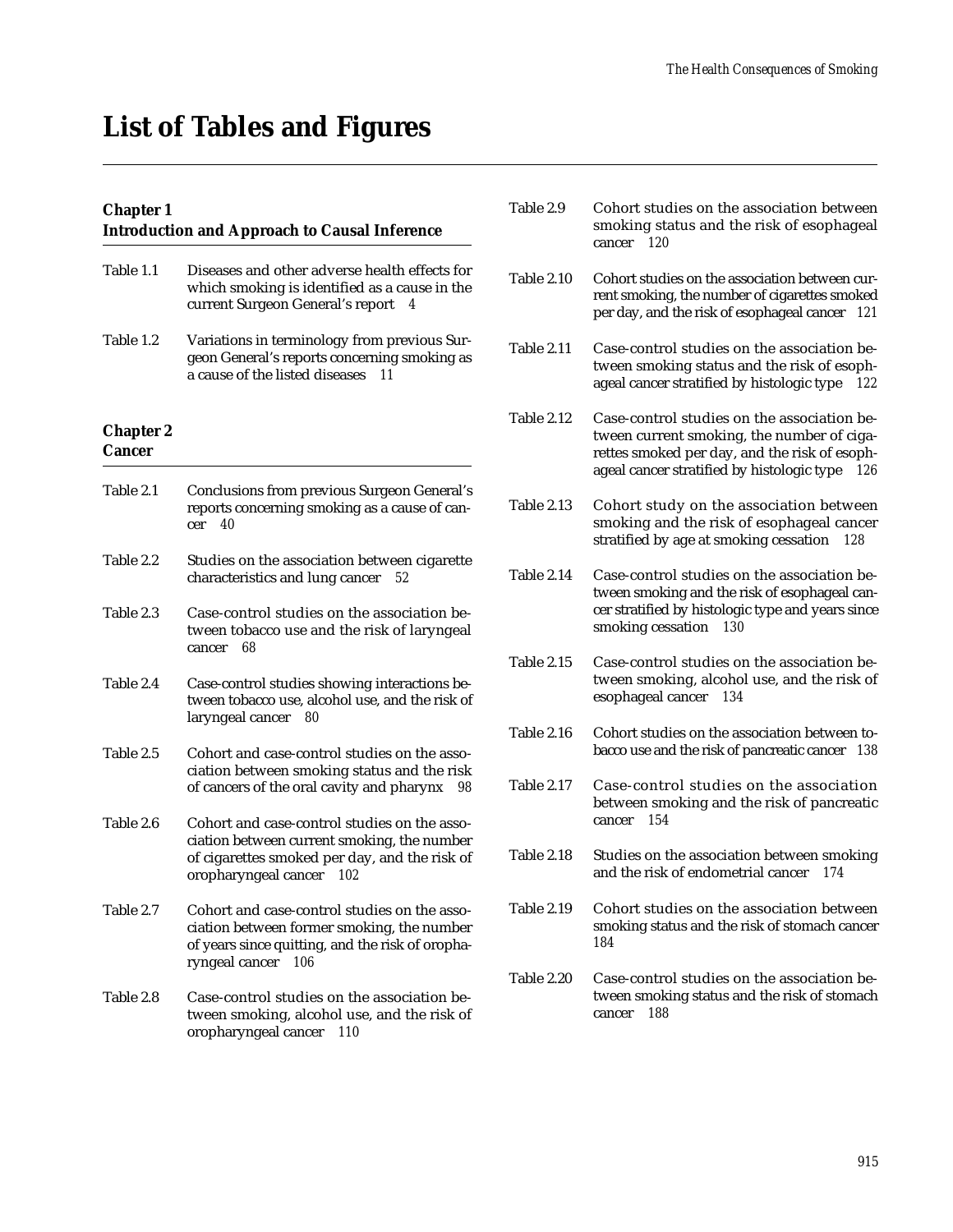# List of Tables and Figures

## Chapter 1
## Introduction and Approach to Causal Inference

Table 1.1 Diseases and other adverse health effects for which smoking is identified as a cause in the current Surgeon General's report 4

Table 1.2 Variations in terminology from previous Surgeon General's reports concerning smoking as a cause of the listed diseases 11

## Chapter 2
## Cancer

Table 2.1 Conclusions from previous Surgeon General's reports concerning smoking as a cause of cancer 40

Table 2.2 Studies on the association between cigarette characteristics and lung cancer 52

Table 2.3 Case-control studies on the association between tobacco use and the risk of laryngeal cancer 68

Table 2.4 Case-control studies showing interactions between tobacco use, alcohol use, and the risk of laryngeal cancer 80

Table 2.5 Cohort and case-control studies on the association between smoking status and the risk of cancers of the oral cavity and pharynx 98

Table 2.6 Cohort and case-control studies on the association between current smoking, the number of cigarettes smoked per day, and the risk of oropharyngeal cancer 102

Table 2.7 Cohort and case-control studies on the association between former smoking, the number of years since quitting, and the risk of oropharyngeal cancer 106

Table 2.8 Case-control studies on the association between smoking, alcohol use, and the risk of oropharyngeal cancer 110

Table 2.9 Cohort studies on the association between smoking status and the risk of esophageal cancer 120

Table 2.10 Cohort studies on the association between current smoking, the number of cigarettes smoked per day, and the risk of esophageal cancer 121

Table 2.11 Case-control studies on the association between smoking status and the risk of esophageal cancer stratified by histologic type 122

Table 2.12 Case-control studies on the association between current smoking, the number of cigarettes smoked per day, and the risk of esophageal cancer stratified by histologic type 126

Table 2.13 Cohort study on the association between smoking and the risk of esophageal cancer stratified by age at smoking cessation 128

Table 2.14 Case-control studies on the association between smoking and the risk of esophageal cancer stratified by histologic type and years since smoking cessation 130

Table 2.15 Case-control studies on the association between smoking, alcohol use, and the risk of esophageal cancer 134

Table 2.16 Cohort studies on the association between tobacco use and the risk of pancreatic cancer 138

Table 2.17 Case-control studies on the association between smoking and the risk of pancreatic cancer 154

Table 2.18 Studies on the association between smoking and the risk of endometrial cancer 174

Table 2.19 Cohort studies on the association between smoking status and the risk of stomach cancer 184

Table 2.20 Case-control studies on the association between smoking status and the risk of stomach cancer 188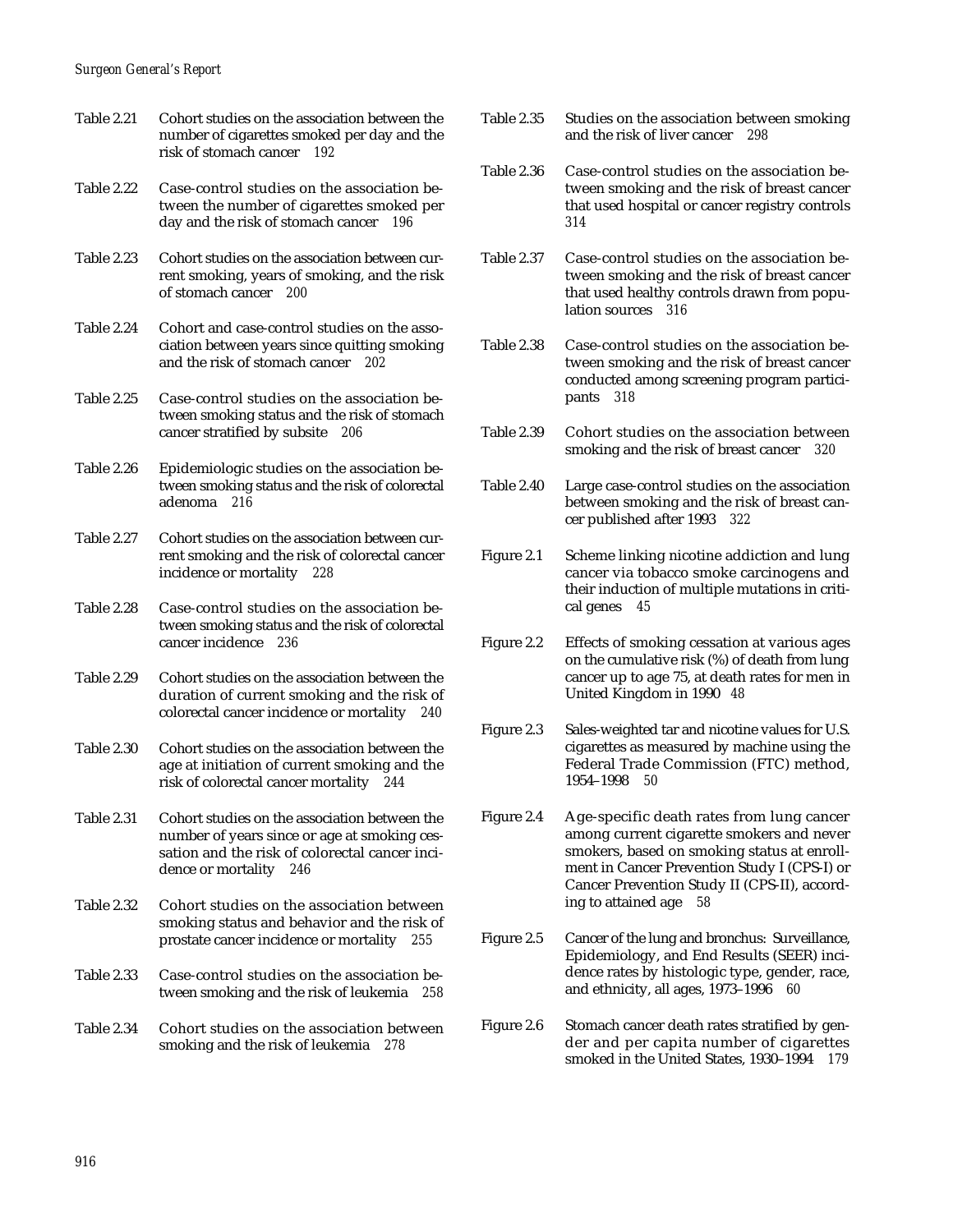Table 2.21 Cohort studies on the association between the number of cigarettes smoked per day and the risk of stomach cancer 192

Table 2.22 Case-control studies on the association between the number of cigarettes smoked per day and the risk of stomach cancer 196

Table 2.23 Cohort studies on the association between current smoking, years of smoking, and the risk of stomach cancer 200

Table 2.24 Cohort and case-control studies on the association between years since quitting smoking and the risk of stomach cancer 202

Table 2.25 Case-control studies on the association between smoking status and the risk of stomach cancer stratified by subsite 206

Table 2.26 Epidemiologic studies on the association between smoking status and the risk of colorectal adenoma 216

Table 2.27 Cohort studies on the association between current smoking and the risk of colorectal cancer incidence or mortality 228

Table 2.28 Case-control studies on the association between smoking status and the risk of colorectal cancer incidence 236

Table 2.29 Cohort studies on the association between the duration of current smoking and the risk of colorectal cancer incidence or mortality 240

Table 2.30 Cohort studies on the association between the age at initiation of current smoking and the risk of colorectal cancer mortality 244

Table 2.31 Cohort studies on the association between the number of years since or age at smoking cessation and the risk of colorectal cancer incidence or mortality 246

Table 2.32 Cohort studies on the association between smoking status and behavior and the risk of prostate cancer incidence or mortality 255

Table 2.33 Case-control studies on the association between smoking and the risk of leukemia 258

Table 2.34 Cohort studies on the association between smoking and the risk of leukemia 278

Table 2.35 Studies on the association between smoking and the risk of liver cancer 298

Table 2.36 Case-control studies on the association between smoking and the risk of breast cancer that used hospital or cancer registry controls 314

Table 2.37 Case-control studies on the association between smoking and the risk of breast cancer that used healthy controls drawn from population sources 316

Table 2.38 Case-control studies on the association between smoking and the risk of breast cancer conducted among screening program participants 318

Table 2.39 Cohort studies on the association between smoking and the risk of breast cancer 320

Table 2.40 Large case-control studies on the association between smoking and the risk of breast cancer published after 1993 322

Figure 2.1 Scheme linking nicotine addiction and lung cancer via tobacco smoke carcinogens and their induction of multiple mutations in critical genes 45

Figure 2.2 Effects of smoking cessation at various ages on the cumulative risk (%) of death from lung cancer up to age 75, at death rates for men in United Kingdom in 1990 48

Figure 2.3 Sales-weighted tar and nicotine values for U.S. cigarettes as measured by machine using the Federal Trade Commission (FTC) method, 1954–1998 50

Figure 2.4 Age-specific death rates from lung cancer among current cigarette smokers and never smokers, based on smoking status at enrollment in Cancer Prevention Study I (CPS-I) or Cancer Prevention Study II (CPS-II), according to attained age 58

Figure 2.5 Cancer of the lung and bronchus: Surveillance, Epidemiology, and End Results (SEER) incidence rates by histologic type, gender, race, and ethnicity, all ages, 1973–1996 60

Figure 2.6 Stomach cancer death rates stratified by gender and per capita number of cigarettes smoked in the United States, 1930–1994 179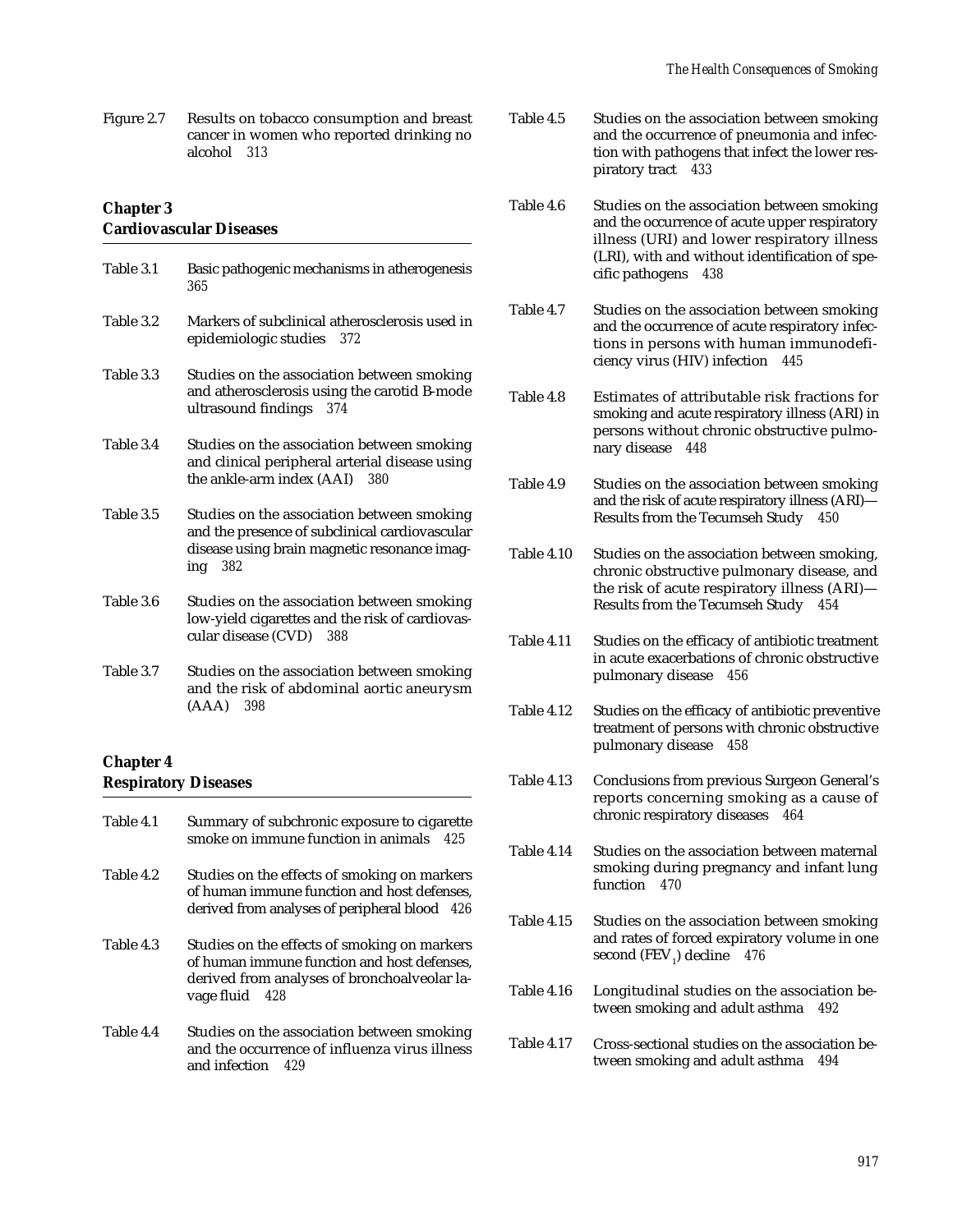Figure 2.7 Results on tobacco consumption and breast cancer in women who reported drinking no alcohol 313

### Chapter 3
### Cardiovascular Diseases

Table 3.1 Basic pathogenic mechanisms in atherogenesis 365

Table 3.2 Markers of subclinical atherosclerosis used in epidemiologic studies 372

Table 3.3 Studies on the association between smoking and atherosclerosis using the carotid B-mode ultrasound findings 374

Table 3.4 Studies on the association between smoking and clinical peripheral arterial disease using the ankle-arm index (AAI) 380

Table 3.5 Studies on the association between smoking and the presence of subclinical cardiovascular disease using brain magnetic resonance imaging 382

Table 3.6 Studies on the association between smoking low-yield cigarettes and the risk of cardiovascular disease (CVD) 388

Table 3.7 Studies on the association between smoking and the risk of abdominal aortic aneurysm (AAA) 398

### Chapter 4
### Respiratory Diseases

Table 4.1 Summary of subchronic exposure to cigarette smoke on immune function in animals 425

Table 4.2 Studies on the effects of smoking on markers of human immune function and host defenses, derived from analyses of peripheral blood 426

Table 4.3 Studies on the effects of smoking on markers of human immune function and host defenses, derived from analyses of bronchoalveolar lavage fluid 428

Table 4.4 Studies on the association between smoking and the occurrence of influenza virus illness and infection 429

Table 4.5 Studies on the association between smoking and the occurrence of pneumonia and infection with pathogens that infect the lower respiratory tract 433

Table 4.6 Studies on the association between smoking and the occurrence of acute upper respiratory illness (URI) and lower respiratory illness (LRI), with and without identification of specific pathogens 438

Table 4.7 Studies on the association between smoking and the occurrence of acute respiratory infections in persons with human immunodeficiency virus (HIV) infection 445

Table 4.8 Estimates of attributable risk fractions for smoking and acute respiratory illness (ARI) in persons without chronic obstructive pulmonary disease 448

Table 4.9 Studies on the association between smoking and the risk of acute respiratory illness (ARI)—Results from the Tecumseh Study 450

Table 4.10 Studies on the association between smoking, chronic obstructive pulmonary disease, and the risk of acute respiratory illness (ARI)—Results from the Tecumseh Study 454

Table 4.11 Studies on the efficacy of antibiotic treatment in acute exacerbations of chronic obstructive pulmonary disease 456

Table 4.12 Studies on the efficacy of antibiotic preventive treatment of persons with chronic obstructive pulmonary disease 458

Table 4.13 Conclusions from previous Surgeon General's reports concerning smoking as a cause of chronic respiratory diseases 464

Table 4.14 Studies on the association between maternal smoking during pregnancy and infant lung function 470

Table 4.15 Studies on the association between smoking and rates of forced expiratory volume in one second ($FEV_1$) decline 476

Table 4.16 Longitudinal studies on the association between smoking and adult asthma 492

Table 4.17 Cross-sectional studies on the association between smoking and adult asthma 494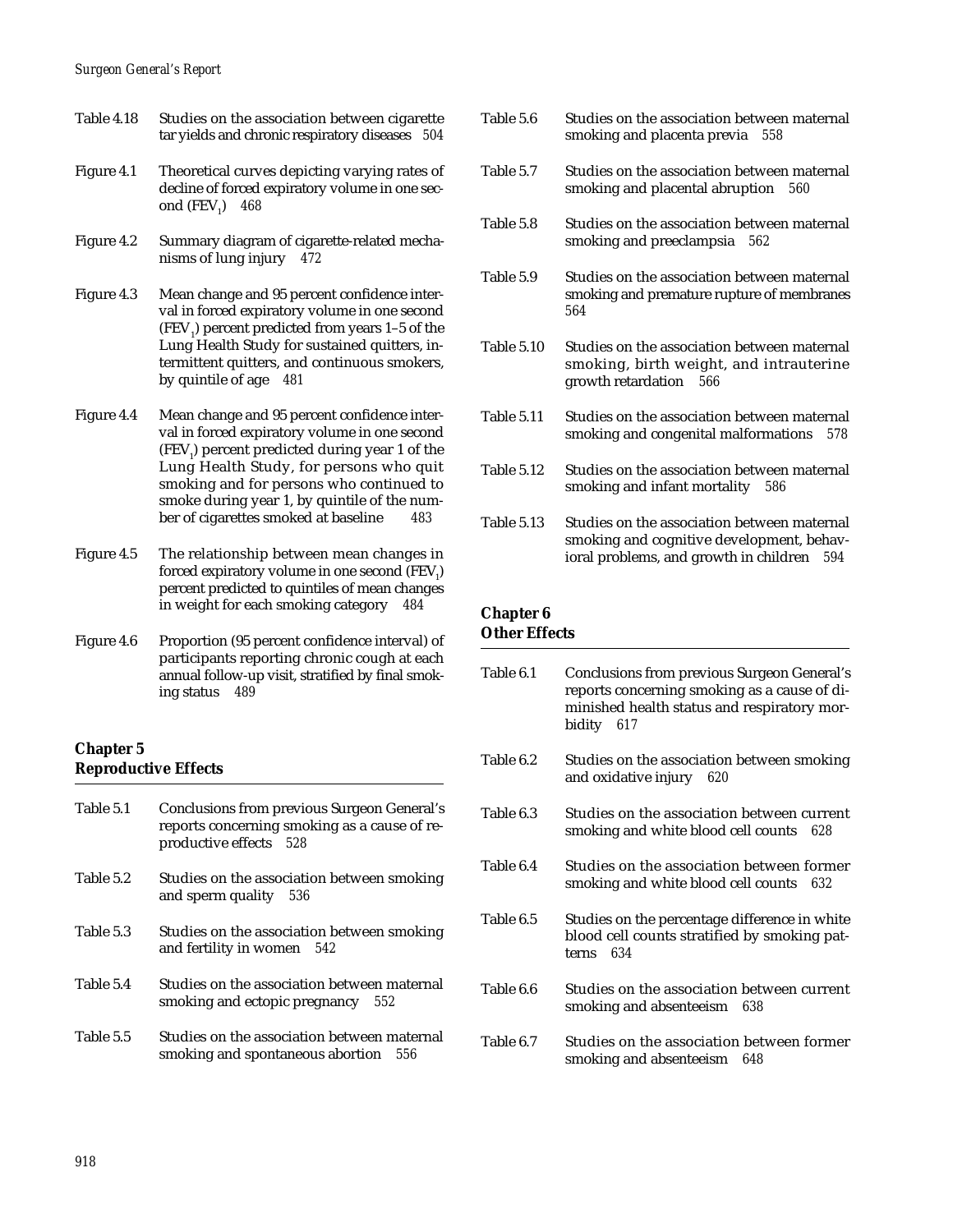Table 4.18 Studies on the association between cigarette tar yields and chronic respiratory diseases 504

Figure 4.1 Theoretical curves depicting varying rates of decline of forced expiratory volume in one second ($FEV_1$) 468

Figure 4.2 Summary diagram of cigarette-related mechanisms of lung injury 472

Figure 4.3 Mean change and 95 percent confidence interval in forced expiratory volume in one second ($FEV_1$) percent predicted from years 1–5 of the Lung Health Study for sustained quitters, intermittent quitters, and continuous smokers, by quintile of age 481

Figure 4.4 Mean change and 95 percent confidence interval in forced expiratory volume in one second ($FEV_1$) percent predicted during year 1 of the Lung Health Study, for persons who quit smoking and for persons who continued to smoke during year 1, by quintile of the number of cigarettes smoked at baseline 483

Figure 4.5 The relationship between mean changes in forced expiratory volume in one second ($FEV_1$) percent predicted to quintiles of mean changes in weight for each smoking category 484

Figure 4.6 Proportion (95 percent confidence interval) of participants reporting chronic cough at each annual follow-up visit, stratified by final smoking status 489

## Chapter 5 Reproductive Effects

Table 5.1 Conclusions from previous Surgeon General's reports concerning smoking as a cause of reproductive effects 528

Table 5.2 Studies on the association between smoking and sperm quality 536

Table 5.3 Studies on the association between smoking and fertility in women 542

Table 5.4 Studies on the association between maternal smoking and ectopic pregnancy 552

Table 5.5 Studies on the association between maternal smoking and spontaneous abortion 556

Table 5.6 Studies on the association between maternal smoking and placenta previa 558

Table 5.7 Studies on the association between maternal smoking and placental abruption 560

Table 5.8 Studies on the association between maternal smoking and preeclampsia 562

Table 5.9 Studies on the association between maternal smoking and premature rupture of membranes 564

Table 5.10 Studies on the association between maternal smoking, birth weight, and intrauterine growth retardation 566

Table 5.11 Studies on the association between maternal smoking and congenital malformations 578

Table 5.12 Studies on the association between maternal smoking and infant mortality 586

Table 5.13 Studies on the association between maternal smoking and cognitive development, behavioral problems, and growth in children 594

## Chapter 6 Other Effects

Table 6.1 Conclusions from previous Surgeon General's reports concerning smoking as a cause of diminished health status and respiratory morbidity 617

Table 6.2 Studies on the association between smoking and oxidative injury 620

Table 6.3 Studies on the association between current smoking and white blood cell counts 628

Table 6.4 Studies on the association between former smoking and white blood cell counts 632

Table 6.5 Studies on the percentage difference in white blood cell counts stratified by smoking patterns 634

Table 6.6 Studies on the association between current smoking and absenteeism 638

Table 6.7 Studies on the association between former smoking and absenteeism 648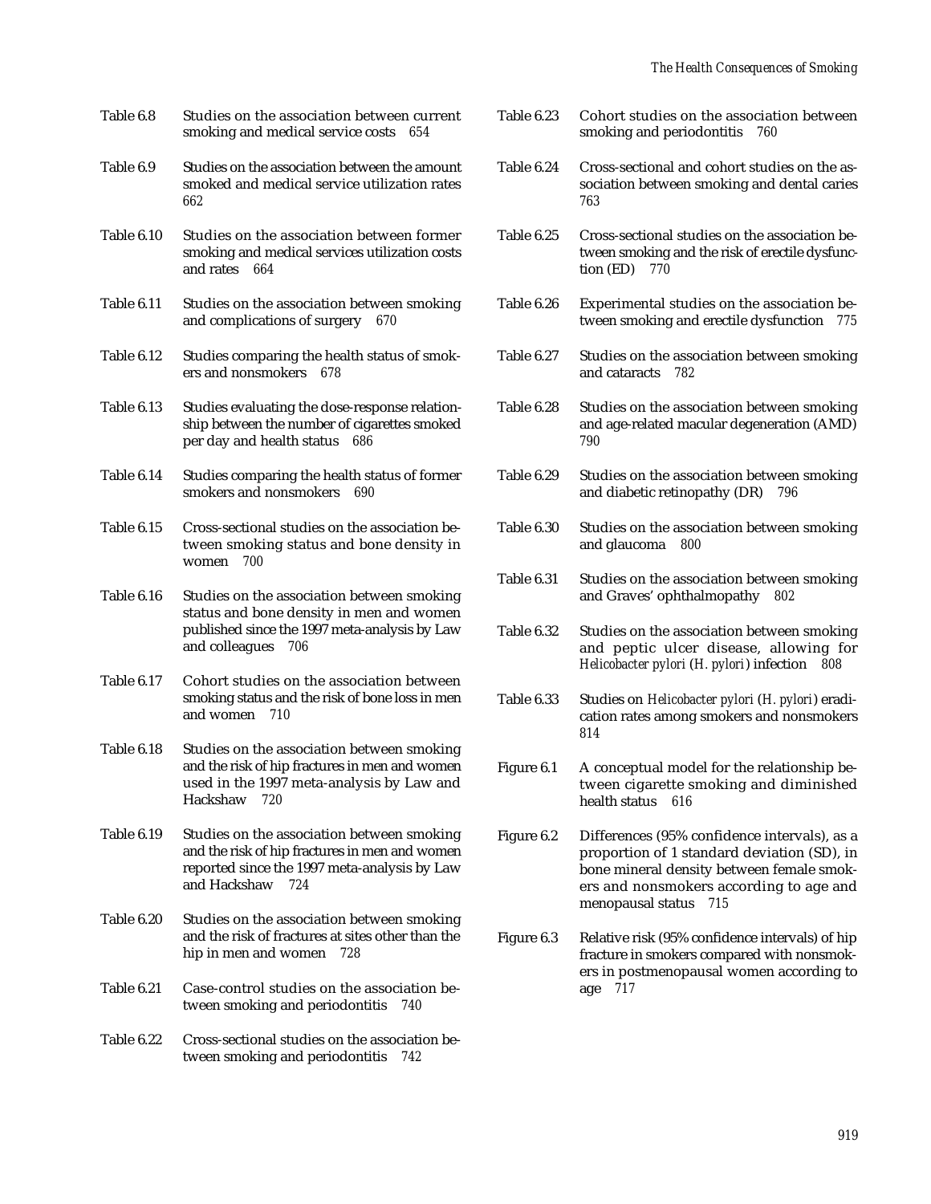Table 6.8 Studies on the association between current smoking and medical service costs 654

Table 6.9 Studies on the association between the amount smoked and medical service utilization rates 662

Table 6.10 Studies on the association between former smoking and medical services utilization costs and rates 664

Table 6.11 Studies on the association between smoking and complications of surgery 670

Table 6.12 Studies comparing the health status of smokers and nonsmokers 678

Table 6.13 Studies evaluating the dose-response relationship between the number of cigarettes smoked per day and health status 686

Table 6.14 Studies comparing the health status of former smokers and nonsmokers 690

Table 6.15 Cross-sectional studies on the association between smoking status and bone density in women 700

Table 6.16 Studies on the association between smoking status and bone density in men and women published since the 1997 meta-analysis by Law and colleagues 706

Table 6.17 Cohort studies on the association between smoking status and the risk of bone loss in men and women 710

Table 6.18 Studies on the association between smoking and the risk of hip fractures in men and women used in the 1997 meta-analysis by Law and Hackshaw 720

Table 6.19 Studies on the association between smoking and the risk of hip fractures in men and women reported since the 1997 meta-analysis by Law and Hackshaw 724

Table 6.20 Studies on the association between smoking and the risk of fractures at sites other than the hip in men and women 728

Table 6.21 Case-control studies on the association between smoking and periodontitis 740

Table 6.22 Cross-sectional studies on the association between smoking and periodontitis 742

Table 6.23 Cohort studies on the association between smoking and periodontitis 760

Table 6.24 Cross-sectional and cohort studies on the association between smoking and dental caries 763

Table 6.25 Cross-sectional studies on the association between smoking and the risk of erectile dysfunction (ED) 770

Table 6.26 Experimental studies on the association between smoking and erectile dysfunction 775

Table 6.27 Studies on the association between smoking and cataracts 782

Table 6.28 Studies on the association between smoking and age-related macular degeneration (AMD) 790

Table 6.29 Studies on the association between smoking and diabetic retinopathy (DR) 796

Table 6.30 Studies on the association between smoking and glaucoma 800

Table 6.31 Studies on the association between smoking and Graves' ophthalmopathy 802

Table 6.32 Studies on the association between smoking and peptic ulcer disease, allowing for *Helicobacter pylori* (*H. pylori*) infection 808

Table 6.33 Studies on *Helicobacter pylori* (*H. pylori*) eradication rates among smokers and nonsmokers 814

Figure 6.1 A conceptual model for the relationship between cigarette smoking and diminished health status 616

Figure 6.2 Differences (95% confidence intervals), as a proportion of 1 standard deviation (SD), in bone mineral density between female smokers and nonsmokers according to age and menopausal status 715

Figure 6.3 Relative risk (95% confidence intervals) of hip fracture in smokers compared with nonsmokers in postmenopausal women according to age 717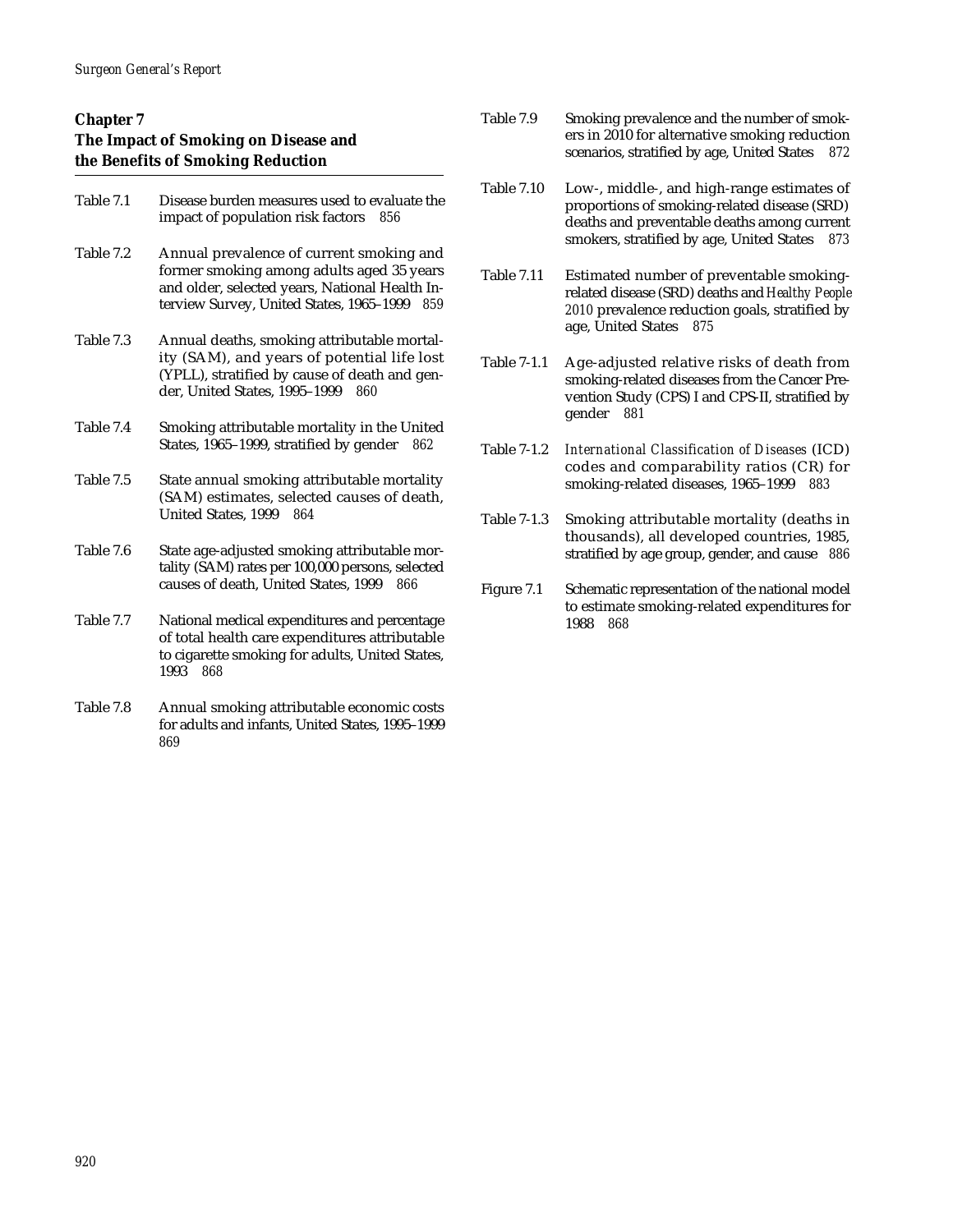## Chapter 7
## The Impact of Smoking on Disease and the Benefits of Smoking Reduction

Table 7.1 Disease burden measures used to evaluate the impact of population risk factors 856

Table 7.2 Annual prevalence of current smoking and former smoking among adults aged 35 years and older, selected years, National Health Interview Survey, United States, 1965–1999 859

Table 7.3 Annual deaths, smoking attributable mortality (SAM), and years of potential life lost (YPLL), stratified by cause of death and gender, United States, 1995–1999 860

Table 7.4 Smoking attributable mortality in the United States, 1965–1999, stratified by gender 862

Table 7.5 State annual smoking attributable mortality (SAM) estimates, selected causes of death, United States, 1999 864

Table 7.6 State age-adjusted smoking attributable mortality (SAM) rates per 100,000 persons, selected causes of death, United States, 1999 866

Table 7.7 National medical expenditures and percentage of total health care expenditures attributable to cigarette smoking for adults, United States, 1993 868

Table 7.8 Annual smoking attributable economic costs for adults and infants, United States, 1995–1999 869

Table 7.9 Smoking prevalence and the number of smokers in 2010 for alternative smoking reduction scenarios, stratified by age, United States 872

Table 7.10 Low-, middle-, and high-range estimates of proportions of smoking-related disease (SRD) deaths and preventable deaths among current smokers, stratified by age, United States 873

Table 7.11 Estimated number of preventable smoking-related disease (SRD) deaths and *Healthy People 2010* prevalence reduction goals, stratified by age, United States 875

Table 7-1.1 Age-adjusted relative risks of death from smoking-related diseases from the Cancer Prevention Study (CPS) I and CPS-II, stratified by gender 881

Table 7-1.2 *International Classification of Diseases* (ICD) codes and comparability ratios (CR) for smoking-related diseases, 1965–1999 883

Table 7-1.3 Smoking attributable mortality (deaths in thousands), all developed countries, 1985, stratified by age group, gender, and cause 886

Figure 7.1 Schematic representation of the national model to estimate smoking-related expenditures for 1988 868